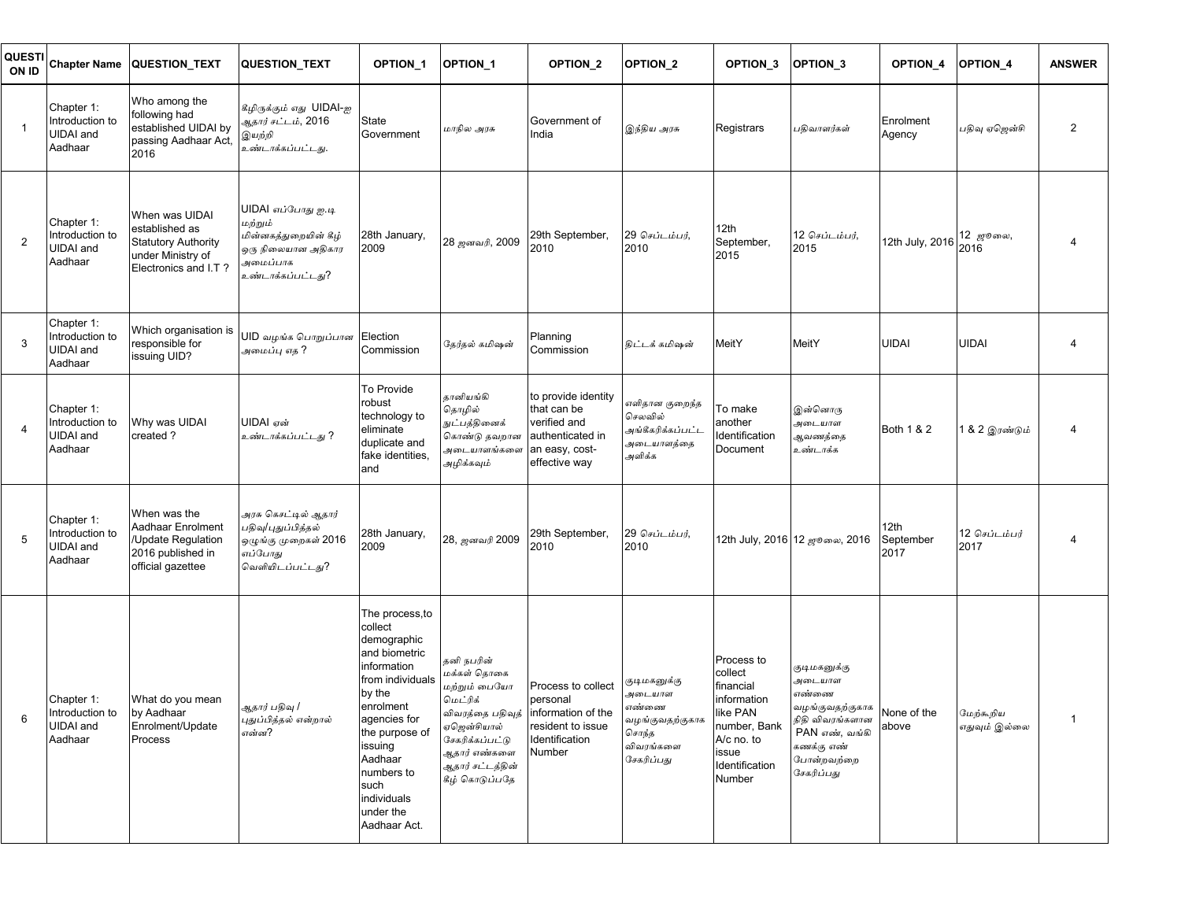| QUESTION ID | Chapter Name | QUESTION_TEXT | QUESTION_TEXT | OPTION_1 | OPTION_1 | OPTION_2 | OPTION_2 | OPTION_3 | OPTION_3 | OPTION_4 | OPTION_4 | ANSWER |
|---|---|---|---|---|---|---|---|---|---|---|---|---|
| 1 | Chapter 1: Introduction to UIDAI and Aadhaar | Who among the following had established UIDAI by passing Aadhaar Act, 2016 | கீழிருக்கும் எது UIDAI-ஐ ஆதார் சட்டம், 2016 இயற்றி உண்டாக்கப்பட்டது. | State Government | மாநில அரசு | Government of India | இந்திய அரசு | Registrars | பதிவாளர்கள் | Enrolment Agency | பதிவு ஏஜென்சி | 2 |
| 2 | Chapter 1: Introduction to UIDAI and Aadhaar | When was UIDAI established as Statutory Authority under Ministry of Electronics and I.T ? | UIDAI எப்போது ஐ.டி மற்றும் மின்னகத்துறையின் கீழ் ஒரு நிலையான அதிகார அமைப்பாக உண்டாக்கப்பட்டது? | 28th January, 2009 | 28 ஜனவரி, 2009 | 29th September, 2010 | 29 செப்டம்பர், 2010 | 12th September, 2015 | 12 செப்டம்பர், 2015 | 12th July, 2016 | 12 ஜூலை, 2016 | 4 |
| 3 | Chapter 1: Introduction to UIDAI and Aadhaar | Which organisation is responsible for issuing UID? | UID வழங்க பொறுப்பான அமைப்பு எத ? | Election Commission | தேர்தல் கமிஷன் | Planning Commission | திட்டக் கமிஷன் | MeitY | MeitY | UIDAI | UIDAI | 4 |
| 4 | Chapter 1: Introduction to UIDAI and Aadhaar | Why was UIDAI created ? | UIDAI ஏன் உண்டாக்கப்பட்டது ? | To Provide robust technology to eliminate duplicate and fake identities, and | தானியங்கி தொழில் நுட்பத்தினைக் கொண்டு தவறான அடையாளங்களை அழிக்கவும் | to provide identity that can be verified and authenticated in an easy, cost-effective way | எளிதான குறைந்த செலவில் அங்கீகரிக்கப்பட்ட அடையாளத்தை அளிக்க | To make another Identification Document | இன்னொரு அடையாள ஆவணத்தை உண்டாக்க | Both 1 & 2 | 1 & 2 இரண்டும் | 4 |
| 5 | Chapter 1: Introduction to UIDAI and Aadhaar | When was the Aadhaar Enrolment /Update Regulation 2016 published in official gazettee | அரச கெசட்டில் ஆதார் பதிவு/புதுப்பித்தல் ஒழுங்கு முறைகள் 2016 எப்போது வெளியிடப்பட்டது? | 28th January, 2009 | 28, ஜனவரி 2009 | 29th September, 2010 | 29 செப்டம்பர், 2010 | 12th July, 2016 | 12 ஜூலை, 2016 | 12th September 2017 | 12 செப்டம்பர் 2017 | 4 |
| 6 | Chapter 1: Introduction to UIDAI and Aadhaar | What do you mean by Aadhaar Enrolment/Update Process | ஆதார் பதிவு / புதுப்பித்தல் என்றால் என்ன? | The process,to collect demographic and biometric information from individuals by the enrolment agencies for the purpose of issuing Aadhaar numbers to such individuals under the Aadhaar Act. | தனி நபரின் மக்கள் தொகை மற்றும் பையோ மெட்ரிக் விவரத்தை பதிவுத் ஏஜென்சியால் சேகரிக்கப்பட்டு ஆதார் எண்களை ஆதார் சட்டத்தின் கீழ் கொடுப்பதே | Process to collect personal information of the resident to issue Identification Number | குடிமகனுக்கு அடையாள எண்ணை வழங்குவதற்குகாக சொந்த விவரங்களை சேகரிப்பது | Process to collect financial information like PAN number, Bank A/c no. to issue Identification Number | குடிமகனுக்கு அடையாள எண்ணை வழங்குவதற்குகாக நிதி விவரங்களான PAN எண், வங்கி கணக்கு எண் போன்றவற்றை சேகரிப்பது | None of the above | மேற்கூறிய எதுவும் இல்லை | 1 |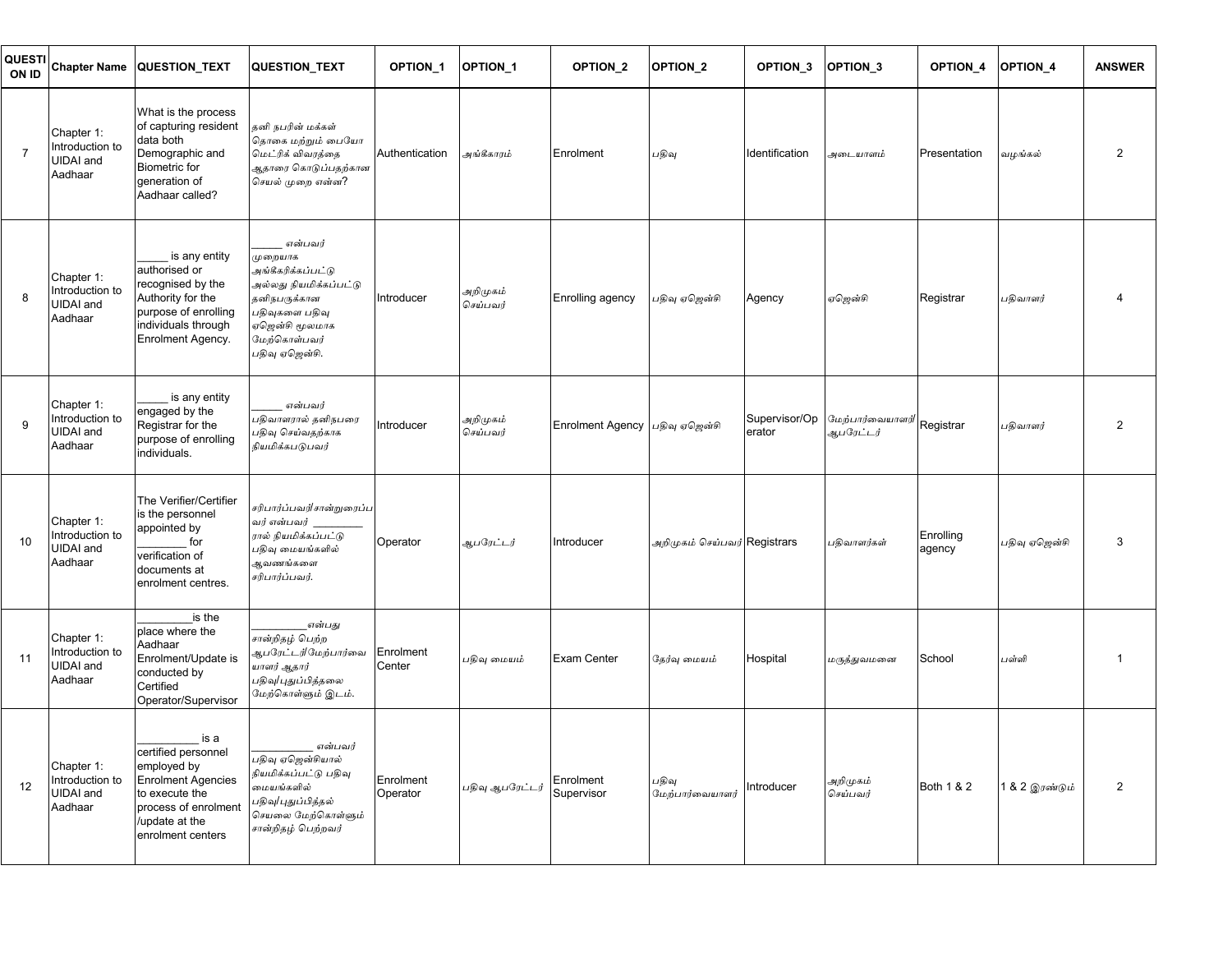| QUESTION ID | Chapter Name | QUESTION_TEXT | QUESTION_TEXT | OPTION_1 | OPTION_1 | OPTION_2 | OPTION_2 | OPTION_3 | OPTION_3 | OPTION_4 | OPTION_4 | ANSWER |
|---|---|---|---|---|---|---|---|---|---|---|---|---|
| 7 | Chapter 1: Introduction to UIDAI and Aadhaar | What is the process of capturing resident data both Demographic and Biometric for generation of Aadhaar called? | தனி நபரின் மக்கள் தொகை மற்றும் பையோ மெட்ரிக் விவரத்தை ஆதாரை கொடுப்பதற்கான செயல் முறை என்ன? | Authentication | அங்கீகாரம் | Enrolment | பதிவு | Identification | அடையாளம் | Presentation | வழங்கல் | 2 |
| 8 | Chapter 1: Introduction to UIDAI and Aadhaar | _____ is any entity authorised or recognised by the Authority for the purpose of enrolling individuals through Enrolment Agency. | _____ என்பவர் முறையாக அங்கீகரிக்கப்பட்டு அல்லது நியமிக்கப்பட்டு தனிநபருக்கான பதிவுகளை பதிவு ஏஜென்சி மூலமாக மேற்கொள்பவர் பதிவு ஏஜென்சி. | Introducer | அறிமுகம் செய்பவர் | Enrolling agency | பதிவு ஏஜென்சி | Agency | ஏஜென்சி | Registrar | பதிவாளர் | 4 |
| 9 | Chapter 1: Introduction to UIDAI and Aadhaar | _____ is any entity engaged by the Registrar for the purpose of enrolling individuals. | _____ என்பவர் பதிவாளரால் தனிநபரை பதிவு செய்வதற்காக நியமிக்கபடுபவர் | Introducer | அறிமுகம் செய்பவர் | Enrolment Agency | பதிவு ஏஜென்சி | Supervisor/Operator | மேற்பார்வையாளர்/ ஆபரேட்டர் | Registrar | பதிவாளர் | 2 |
| 10 | Chapter 1: Introduction to UIDAI and Aadhaar | The Verifier/Certifier is the personnel appointed by ________ for verification of documents at enrolment centres. | சரிபார்ப்பவர்/சான்றுரைப்பவர் என்பவர் ________ ரால் நியமிக்கப்பட்டு பதிவு மையங்களில் ஆவணங்களை சரிபார்ப்பவர். | Operator | ஆபரேட்டர் | Introducer | அறிமுகம் செய்பவர் | Registrars | பதிவாளர்கள் | Enrolling agency | பதிவு ஏஜென்சி | 3 |
| 11 | Chapter 1: Introduction to UIDAI and Aadhaar | _________is the place where the Aadhaar Enrolment/Update is conducted by Certified Operator/Supervisor | _________என்பது சான்றிதழ் பெற்ற ஆபரேட்டர்/மேற்பார்வையாளர் ஆதார் பதிவு/புதுப்பித்தலை மேற்கொள்ளும் இடம். | Enrolment Center | பதிவு மையம் | Exam Center | தேர்வு மையம் | Hospital | மருத்துவமனை | School | பள்ளி | 1 |
| 12 | Chapter 1: Introduction to UIDAI and Aadhaar | __________ is a certified personnel employed by Enrolment Agencies to execute the process of enrolment /update at the enrolment centers | __________ என்பவர் பதிவு ஏஜென்சியால் நியமிக்கப்பட்டு பதிவு மையங்களில் பதிவு/புதுப்பித்தல் செயலை மேற்கொள்ளும் சான்றிதழ் பெற்றவர் | Enrolment Operator | பதிவு ஆபரேட்டர் | Enrolment Supervisor | பதிவு மேற்பார்வையாளர் | Introducer | அறிமுகம் செய்பவர் | Both 1 & 2 | 1 & 2 இரண்டும் | 2 |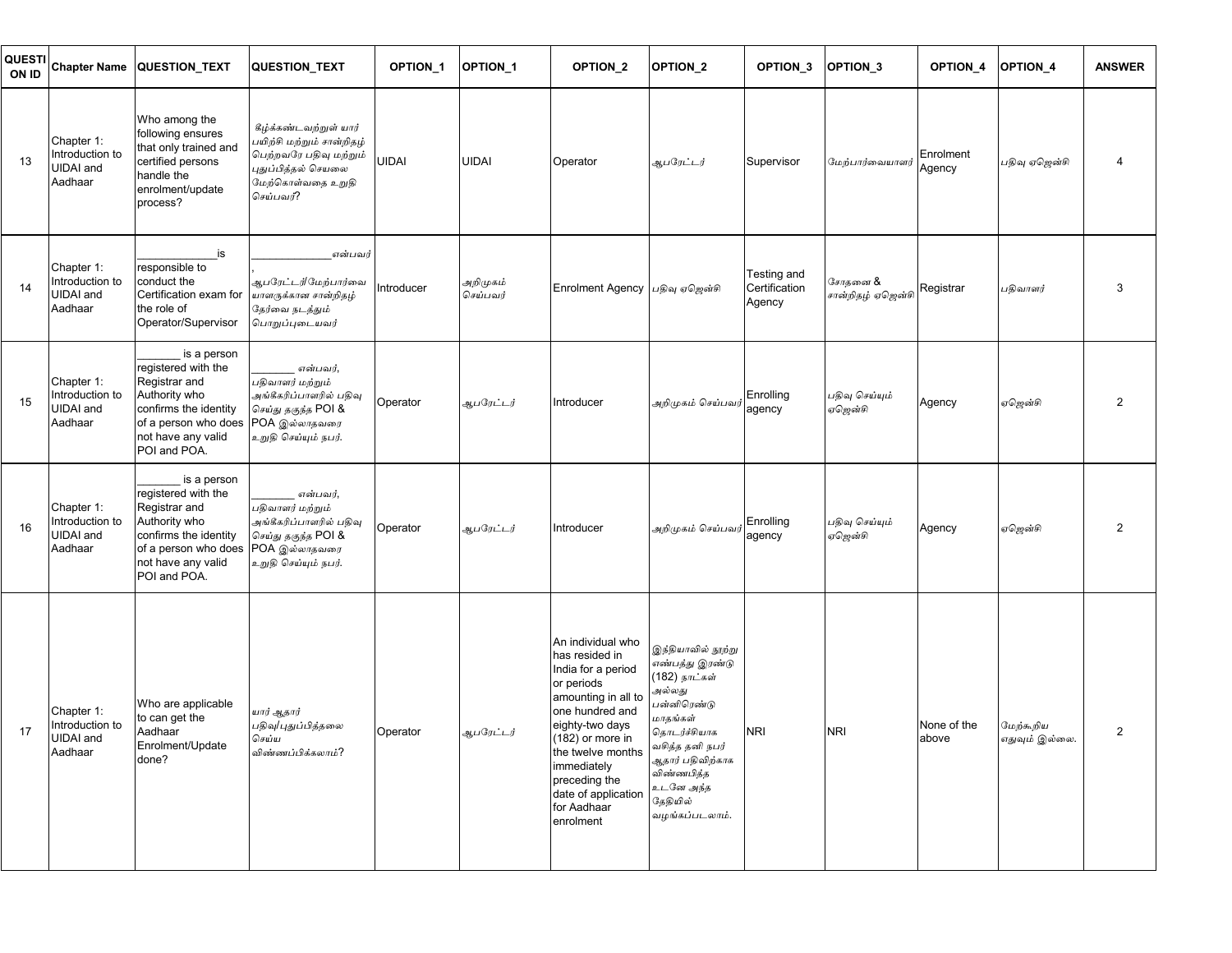| QUESTION ID | Chapter Name | QUESTION_TEXT | QUESTION_TEXT | OPTION_1 | OPTION_1 | OPTION_2 | OPTION_2 | OPTION_3 | OPTION_3 | OPTION_4 | OPTION_4 | ANSWER |
|---|---|---|---|---|---|---|---|---|---|---|---|---|
| 13 | Chapter 1: Introduction to UIDAI and Aadhaar | Who among the following ensures that only trained and certified persons handle the enrolment/update process? | கீழ்க்கண்டவற்றுள் யார் பயிற்சி மற்றும் சான்றிதழ் பெற்றவரே பதிவு மற்றும் புதுப்பித்தல் செயலை மேற்கொள்வதை உறுதி செய்பவர்? | UIDAI | UIDAI | Operator | ஆபரேட்டர் | Supervisor | மேற்பார்வையாளர் | Enrolment Agency | பதிவு ஏஜென்சி | 4 |
| 14 | Chapter 1: Introduction to UIDAI and Aadhaar | _____________is responsible to conduct the Certification exam for the role of Operator/Supervisor | _____________என்பவர் , ஆபரேட்டர்/மேற்பார்வையாளருக்கான சான்றிதழ் தேர்வை நடத்தும் பொறுப்புடையவர் | Introducer | அறிமுகம் செய்பவர் | Enrolment Agency | பதிவு ஏஜென்சி | Testing and Certification Agency | சோதனை & சான்றிதழ் ஏஜென்சி | Registrar | பதிவாளர் | 3 |
| 15 | Chapter 1: Introduction to UIDAI and Aadhaar | _______ is a person registered with the Registrar and Authority who confirms the identity of a person who does not have any valid POI and POA. | _______ என்பவர், பதிவாளர் மற்றும் அங்கீகரிப்பாளரில் பதிவு செய்து தகுந்த POI & POA இல்லாதவரை உறுதி செய்யும் நபர். | Operator | ஆபரேட்டர் | Introducer | அறிமுகம் செய்பவர் | Enrolling agency | பதிவு செய்யும் ஏஜென்சி | Agency | ஏஜென்சி | 2 |
| 16 | Chapter 1: Introduction to UIDAI and Aadhaar | _______ is a person registered with the Registrar and Authority who confirms the identity of a person who does not have any valid POI and POA. | _______ என்பவர், பதிவாளர் மற்றும் அங்கீகரிப்பாளரில் பதிவு செய்து தகுந்த POI & POA இல்லாதவரை உறுதி செய்யும் நபர். | Operator | ஆபரேட்டர் | Introducer | அறிமுகம் செய்பவர் | Enrolling agency | பதிவு செய்யும் ஏஜென்சி | Agency | ஏஜென்சி | 2 |
| 17 | Chapter 1: Introduction to UIDAI and Aadhaar | Who are applicable to can get the Aadhaar Enrolment/Update done? | யார் ஆதார் பதிவு/புதுப்பித்தலை செய்ய விண்ணப்பிக்கலாம்? | Operator | ஆபரேட்டர் | An individual who has resided in India for a period or periods amounting in all to one hundred and eighty-two days (182) or more in the twelve months immediately preceding the date of application for Aadhaar enrolment | இந்தியாவில் நூற்று எண்பத்து இரண்டு (182) நாட்கள் அல்லது பன்னிரெண்டு மாதங்கள் தொடர்ச்சியாக வசித்த தனி நபர் ஆதார் பதிவிற்காக விண்ணபித்த உடனே அந்த தேதியில் வழங்கப்படலாம். | NRI | NRI | None of the above | மேற்கூறிய எதுவும் இல்லை. | 2 |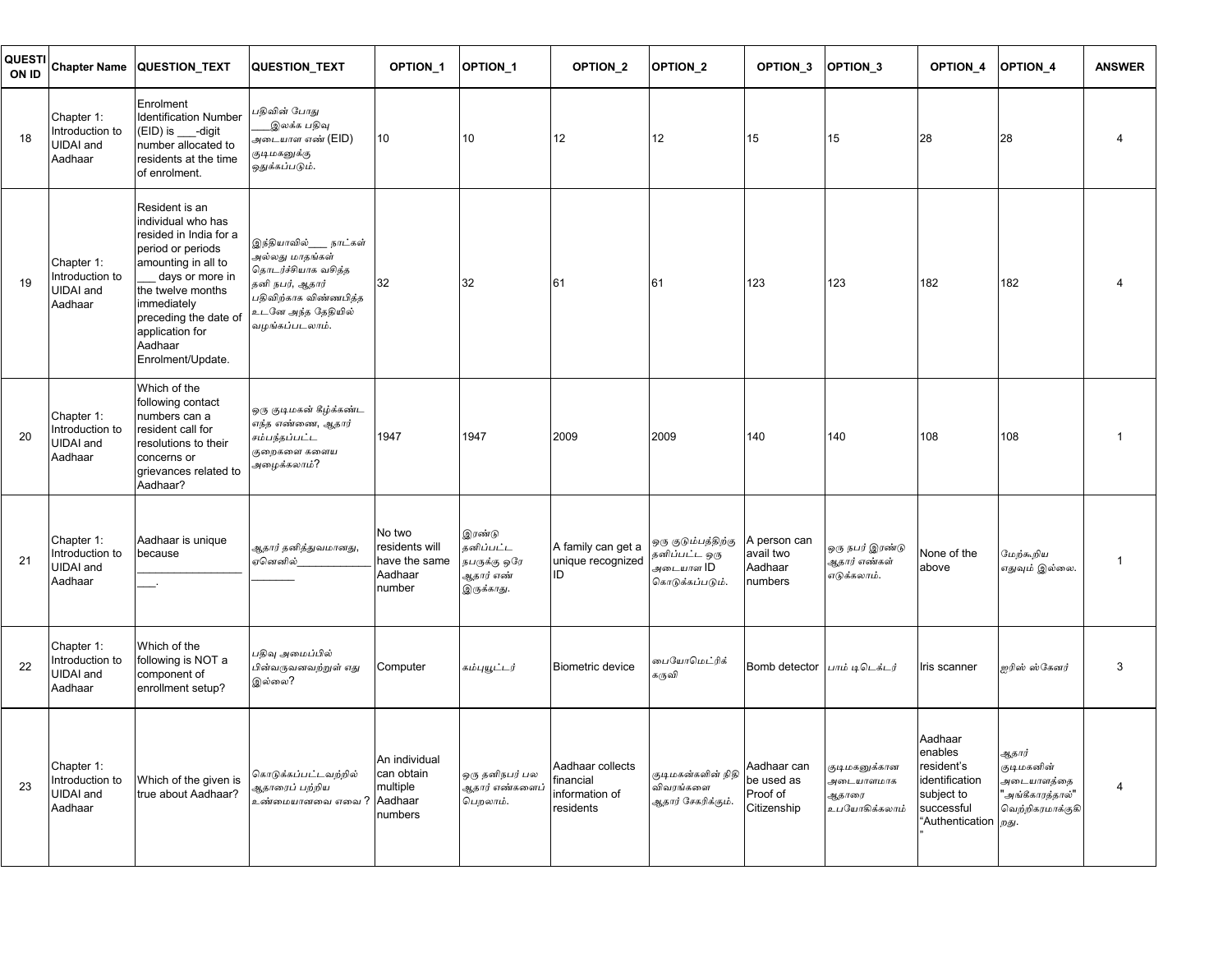| QUESTION ID | Chapter Name | QUESTION_TEXT | QUESTION_TEXT | OPTION_1 | OPTION_1 | OPTION_2 | OPTION_2 | OPTION_3 | OPTION_3 | OPTION_4 | OPTION_4 | ANSWER |
|---|---|---|---|---|---|---|---|---|---|---|---|---|
| 18 | Chapter 1: Introduction to UIDAI and Aadhaar | Enrolment Identification Number (EID) is ___-digit number allocated to residents at the time of enrolment. | பதிவின் போது ___இலக்க பதிவு அடையாள எண் (EID) குடிமகனுக்கு ஒதுக்கப்படும். | 10 | 10 | 12 | 12 | 15 | 15 | 28 | 28 | 4 |
| 19 | Chapter 1: Introduction to UIDAI and Aadhaar | Resident is an individual who has resided in India for a period or periods amounting in all to ___ days or more in the twelve months immediately preceding the date of application for Aadhaar Enrolment/Update. | இந்தியாவில்___ நாட்கள் அல்லது மாதங்கள் தொடர்ச்சியாக வசித்த தனி நபர், ஆதார் பதிவிற்காக விண்ணபித்த உடனே அந்த தேதியில் வழங்கப்படலாம். | 32 | 32 | 61 | 61 | 123 | 123 | 182 | 182 | 4 |
| 20 | Chapter 1: Introduction to UIDAI and Aadhaar | Which of the following contact numbers can a resident call for resolutions to their concerns or grievances related to Aadhaar? | ஒரு குடிமகன் கீழ்க்கண்ட எந்த எண்ணை, ஆதார் சம்பந்தப்பட்ட குறைகளை களைய அழைக்கலாம்? | 1947 | 1947 | 2009 | 2009 | 140 | 140 | 108 | 108 | 1 |
| 21 | Chapter 1: Introduction to UIDAI and Aadhaar | Aadhaar is unique because ___________________. | ஆதார் தனித்துவமானது, ஏனெனில்___________________ | No two residents will have the same Aadhaar number | இரண்டு தனிப்பட்ட நபருக்கு ஒரே ஆதார் எண் இருக்காது. | A family can get a unique recognized ID | ஒரு குடும்பத்திற்கு தனிப்பட்ட ஒரு அடையாள ID கொடுக்கப்படும். | A person can avail two Aadhaar numbers | ஒரு நபர் இரண்டு ஆதார் எண்கள் எடுக்கலாம். | None of the above | மேற்கூறிய எதுவும் இல்லை. | 1 |
| 22 | Chapter 1: Introduction to UIDAI and Aadhaar | Which of the following is NOT a component of enrollment setup? | பதிவு அமைப்பில் பின்வருவனவற்றுள் எது இல்லை? | Computer | கம்ப்யூட்டர் | Biometric device | பையோமெட்ரிக் கருவி | Bomb detector | பாம் டிடெக்டர் | Iris scanner | ஐரிஸ் ஸ்கேனர் | 3 |
| 23 | Chapter 1: Introduction to UIDAI and Aadhaar | Which of the given is true about Aadhaar? | கொடுக்கப்பட்டவற்றில் ஆதாரைப் பற்றிய உண்மையானவை எவை ? | An individual can obtain multiple Aadhaar numbers | ஒரு தனிநபர் பல ஆதார் எண்களைப் பெறலாம். | Aadhaar collects financial information of residents | குடிமகன்களின் நிதி விவரங்களை ஆதார் சேகரிக்கும். | Aadhaar can be used as Proof of Citizenship | குடிமகனுக்கான அடையாளமாக ஆதாரை உபயோகிக்கலாம் | Aadhaar enables resident's identification subject to successful "Authentication" | ஆதார் குடிமகனின் அடையாளத்தை "அங்கீகாரத்தால்" வெற்றிகரமாக்குகிறது. | 4 |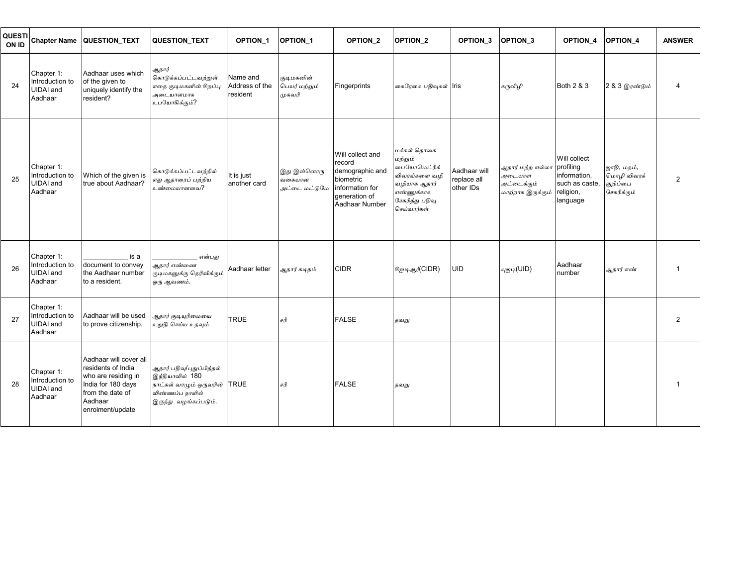| QUESTION ID | Chapter Name | QUESTION_TEXT | QUESTION_TEXT | OPTION_1 | OPTION_1 | OPTION_2 | OPTION_2 | OPTION_3 | OPTION_3 | OPTION_4 | OPTION_4 | ANSWER |
|---|---|---|---|---|---|---|---|---|---|---|---|---|
| 24 | Chapter 1: Introduction to UIDAI and Aadhaar | Aadhaar uses which of the given to uniquely identify the resident? | ஆதார் கொடுக்கப்பட்டவற்றுள் எதை குடிமகனின் சிறப்பு அடையாளமாக உபயோகிக்கும்? | Name and Address of the resident | குடிமகனின் பெயர் மற்றும் முகவரி | Fingerprints | கைரேகை பதிவுகள் | Iris | கருவிழி | Both 2 & 3 | 2 & 3 இரண்டும் | 4 |
| 25 | Chapter 1: Introduction to UIDAI and Aadhaar | Which of the given is true about Aadhaar? | கொடுக்கப்பட்டவற்றில் எது ஆதாரைப் பற்றிய உண்மையானவை? | It is just another card | இது இன்னொரு வகையான அட்டை மட்டுமே | Will collect and record demographic and biometric information for generation of Aadhaar Number | மக்கள் தொகை மற்றும் பையோமெட்ரிக் விவரங்களை வழி வழியாக ஆதார் எண்ணுக்காக சேகரித்து பதிவு செய்வார்கள் | Aadhaar will replace all other IDs | ஆதார் மற்ற எல்லா அடையாள அட்டைக்கும் மாற்றாக இருக்கும் | Will collect profiling information, such as caste, religion, language | ஜாதி, மதம், மொழி விவரக் குறிப்பை சேகரிக்கும் | 2 |
| 26 | Chapter 1: Introduction to UIDAI and Aadhaar | ____________ is a document to convey the Aadhaar number to a resident. | ____________ என்பது ஆதார் எண்ணை குடிமகனுக்கு தெரிவிக்கும் ஒரு ஆவணம். | Aadhaar letter | ஆதார் கடிதம் | CIDR | சிஐடிஆர்(CIDR) | UID | யுஐடி(UID) | Aadhaar number | ஆதார் எண் | 1 |
| 27 | Chapter 1: Introduction to UIDAI and Aadhaar | Aadhaar will be used to prove citizenship. | ஆதார் குடியுரிமையை உறுதி செய்ய உதவும் | TRUE | சரி | FALSE | தவறு | | | | | 2 |
| 28 | Chapter 1: Introduction to UIDAI and Aadhaar | Aadhaar will cover all residents of India who are residing in India for 180 days from the date of Aadhaar enrolment/update | ஆதார் பதிவு/புதுப்பித்தல் இந்தியாவில் 180 நாட்கள் வாழும் ஒருவரின் விண்ணப்ப நாளில் இருந்து வழங்கப்படும். | TRUE | சரி | FALSE | தவறு | | | | | 1 |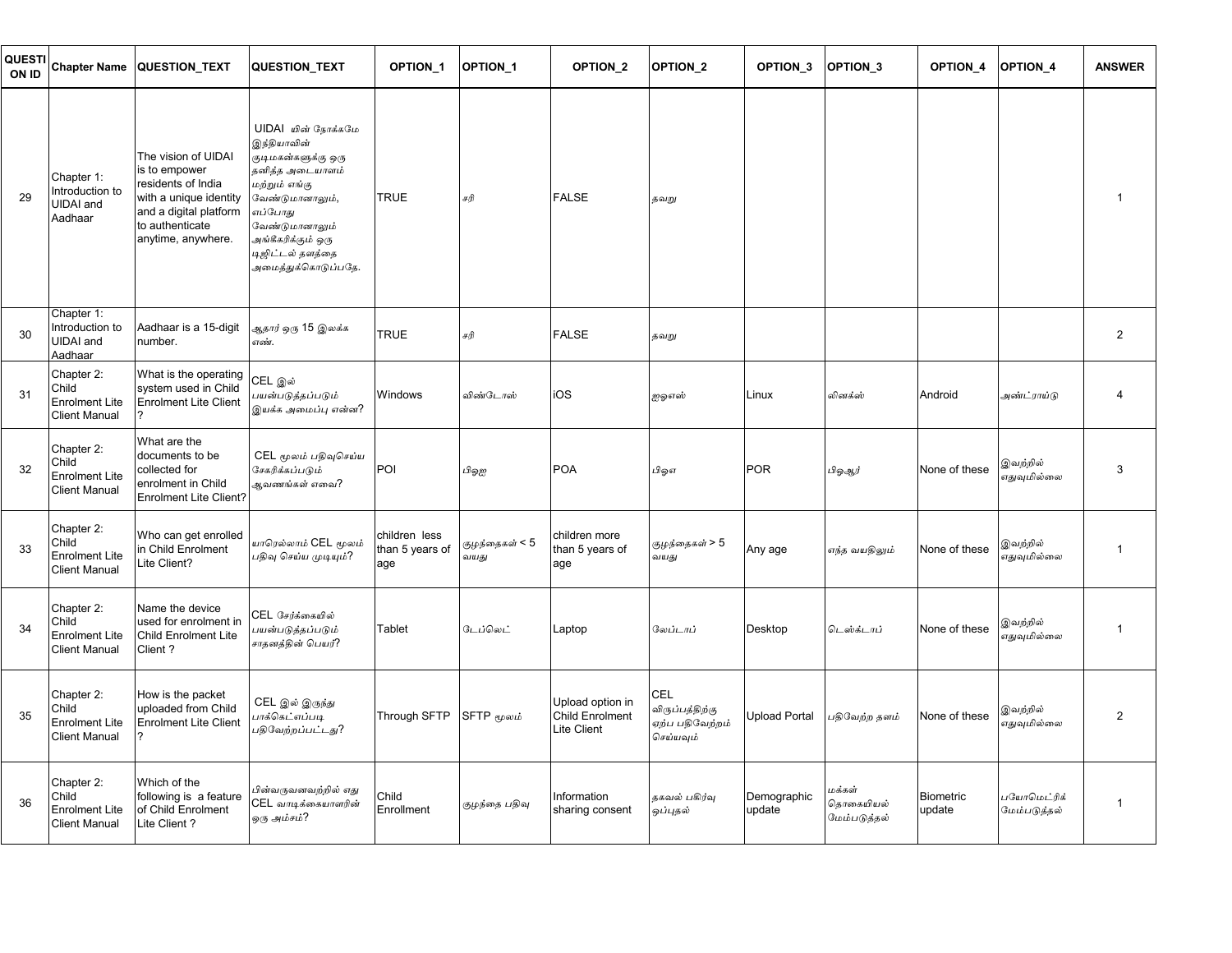| QUESTION ID | Chapter Name | QUESTION_TEXT | QUESTION_TEXT | OPTION_1 | OPTION_1 | OPTION_2 | OPTION_2 | OPTION_3 | OPTION_3 | OPTION_4 | OPTION_4 | ANSWER |
|---|---|---|---|---|---|---|---|---|---|---|---|---|
| 29 | Chapter 1: Introduction to UIDAI and Aadhaar | The vision of UIDAI is to empower residents of India with a unique identity and a digital platform to authenticate anytime, anywhere. | UIDAI யின் நோக்கமே இந்தியாவின் குடிமகன்களுக்கு ஒரு தனித்த அடையாளம் மற்றும் எங்கு வேண்டுமானாலும், எப்போது வேண்டுமானாலும் அங்கீகரிக்கும் ஒரு டிஜிட்டல் தளத்தை அமைத்துக்கொடுப்பதே. | TRUE | சரி | FALSE | தவறு | | | | | 1 |
| 30 | Chapter 1: Introduction to UIDAI and Aadhaar | Aadhaar is a 15-digit number. | ஆதார் ஒரு 15 இலக்க எண். | TRUE | சரி | FALSE | தவறு | | | | | 2 |
| 31 | Chapter 2: Child Enrolment Lite Client Manual | What is the operating system used in Child Enrolment Lite Client ? | CEL இல் பயன்படுத்தப்படும் இயக்க அமைப்பு என்ன? | Windows | விண்டோஸ் | iOS | ஐஓஎஸ் | Linux | லினக்ஸ் | Android | அண்ட்ராய்டு | 4 |
| 32 | Chapter 2: Child Enrolment Lite Client Manual | What are the documents to be collected for enrolment in Child Enrolment Lite Client? | CEL மூலம் பதிவுசெய்ய சேகரிக்கப்படும் ஆவணங்கள் எவை? | POI | பிஓஐ | POA | பிஓஏ | POR | பிஓஆர் | None of these | இவற்றில் எதுவுமில்லை | 3 |
| 33 | Chapter 2: Child Enrolment Lite Client Manual | Who can get enrolled in Child Enrolment Lite Client? | யாரெல்லாம் CEL மூலம் பதிவு செய்ய முடியும்? | children less than 5 years of age | குழந்தைகள் < 5 வயது | children more than 5 years of age | குழந்தைகள் > 5 வயது | Any age | எந்த வயதிலும் | None of these | இவற்றில் எதுவுமில்லை | 1 |
| 34 | Chapter 2: Child Enrolment Lite Client Manual | Name the device used for enrolment in Child Enrolment Lite Client ? | CEL சேர்க்கையில் பயன்படுத்தப்படும் சாதனத்தின் பெயர்? | Tablet | டேப்லெட் | Laptop | லேப்டாப் | Desktop | டெஸ்க்டாப் | None of these | இவற்றில் எதுவுமில்லை | 1 |
| 35 | Chapter 2: Child Enrolment Lite Client Manual | How is the packet uploaded from Child Enrolment Lite Client ? | CEL இல் இருந்து பாக்கெட்எப்படி பதிவேற்றப்பட்டது? | Through SFTP | SFTP மூலம் | Upload option in Child Enrolment Lite Client | CEL விருப்பத்திற்கு ஏற்ப பதிவேற்றம் செய்யவும் | Upload Portal | பதிவேற்ற தளம் | None of these | இவற்றில் எதுவுமில்லை | 2 |
| 36 | Chapter 2: Child Enrolment Lite Client Manual | Which of the following is a feature of Child Enrolment Lite Client ? | பின்வருவனவற்றில் எது CEL வாடிக்கையாளரின் ஒரு அம்சம்? | Child Enrollment | குழந்தை பதிவு | Information sharing consent | தகவல் பகிர்வு ஒப்புதல் | Demographic update | மக்கள் தொகையியல் மேம்படுத்தல் | Biometric update | பயோமெட்ரிக் மேம்படுத்தல் | 1 |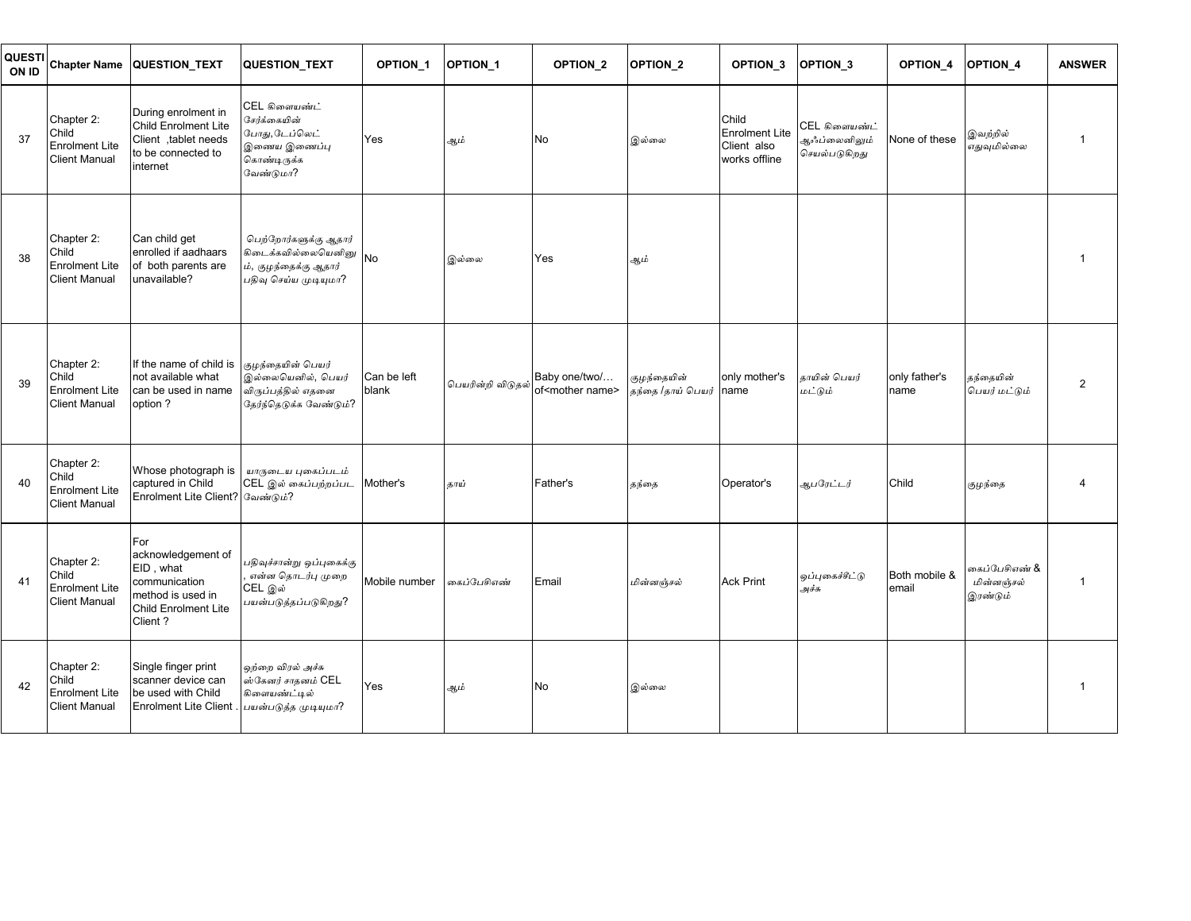| QUESTION ID | Chapter Name | QUESTION_TEXT | QUESTION_TEXT | OPTION_1 | OPTION_1 | OPTION_2 | OPTION_2 | OPTION_3 | OPTION_3 | OPTION_4 | OPTION_4 | ANSWER |
|---|---|---|---|---|---|---|---|---|---|---|---|---|
| 37 | Chapter 2: Child Enrolment Lite Client Manual | During enrolment in Child Enrolment Lite Client ,tablet needs to be connected to internet | CEL கிளையண்ட் சேர்க்கையின் போது,டேப்லெட் இணைய இணைப்பு கொண்டிருக்க வேண்டுமா? | Yes | ஆம் | No | இல்லை | Child Enrolment Lite Client also works offline | CEL கிளையண்ட் ஆஃப்லைனிலும் செயல்படுகிறது | None of these | இவற்றில் எதுவுமில்லை | 1 |
| 38 | Chapter 2: Child Enrolment Lite Client Manual | Can child get enrolled if aadhaars of both parents are unavailable? | பெற்றோர்களுக்கு ஆதார் கிடைக்கவில்லையெனினும், குழந்தைக்கு ஆதார் பதிவு செய்ய முடியுமா? | No | இல்லை | Yes | ஆம் | | | | | 1 |
| 39 | Chapter 2: Child Enrolment Lite Client Manual | If the name of child is not available what can be used in name option ? | குழந்தையின் பெயர் இல்லையெனில், பெயர் விருப்பத்தில் எதனை தேர்ந்தெடுக்க வேண்டும்? | Can be left blank | பெயரின்றி விடுதல் | Baby one/two/… of<mother name> | குழந்தையின் தந்தை /தாய் பெயர் | only mother's name | தாயின் பெயர் மட்டும் | only father's name | தந்தையின் பெயர் மட்டும் | 2 |
| 40 | Chapter 2: Child Enrolment Lite Client Manual | Whose photograph is captured in Child Enrolment Lite Client? | யாருடைய புகைப்படம் CEL இல் கைப்பற்றப்பட வேண்டும்? | Mother's | தாய் | Father's | தந்தை | Operator's | ஆபரேட்டர் | Child | குழந்தை | 4 |
| 41 | Chapter 2: Child Enrolment Lite Client Manual | For acknowledgement of EID , what communication method is used in Child Enrolment Lite Client ? | பதிவுச்சான்று ஒப்புகைக்கு , என்ன தொடர்பு முறை CEL இல் பயன்படுத்தப்படுகிறது? | Mobile number | கைப்பேசிஎண் | Email | மின்னஞ்சல் | Ack Print | ஒப்புகைச்சீட்டு அச்சு | Both mobile & email | கைப்பேசிஎண் & மின்னஞ்சல் இரண்டும் | 1 |
| 42 | Chapter 2: Child Enrolment Lite Client Manual | Single finger print scanner device can be used with Child Enrolment Lite Client . | ஒற்றை விரல் அச்சு ஸ்கேனர் சாதனம் CEL கிளையண்ட்டில் பயன்படுத்த முடியுமா? | Yes | ஆம் | No | இல்லை | | | | | 1 |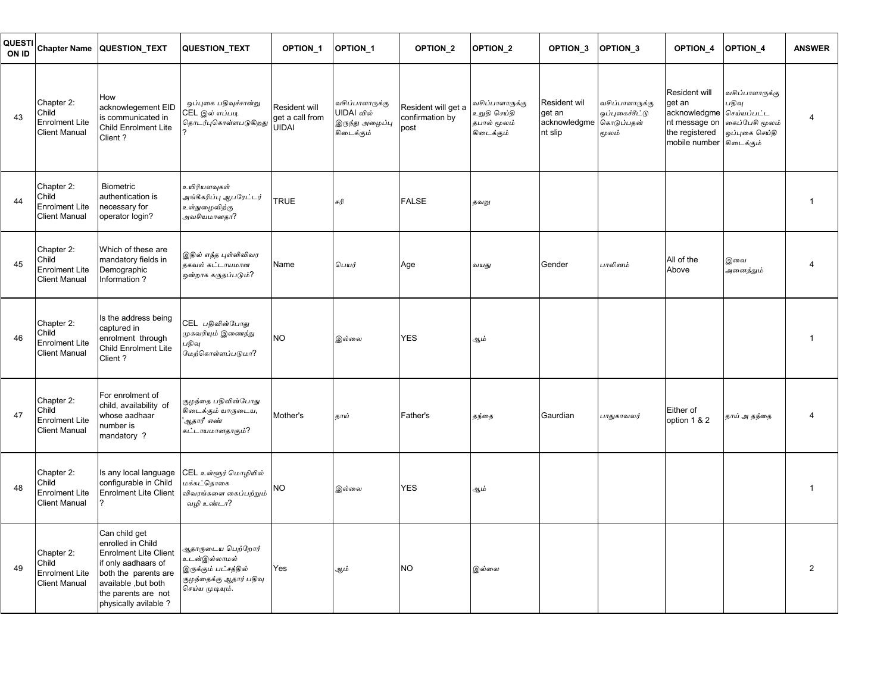| QUESTION ID | Chapter Name | QUESTION_TEXT | QUESTION_TEXT | OPTION_1 | OPTION_1 | OPTION_2 | OPTION_2 | OPTION_3 | OPTION_3 | OPTION_4 | OPTION_4 | ANSWER |
|---|---|---|---|---|---|---|---|---|---|---|---|---|
| 43 | Chapter 2: Child Enrolment Lite Client Manual | How acknowlegement EID is communicated in Child Enrolment Lite Client ? | ஒப்புகை பதிவுச்சான்று CEL இல் எப்படி தொடர்புகொள்ளபடுகிறது ? | Resident will get a call from UIDAI | வசிப்பாளருக்கு UIDAI வில் இருந்து அழைப்பு கிடைக்கும் | Resident will get a confirmation by post | வசிப்பாளருக்கு உறுதி செய்தி தபால் மூலம் கிடைக்கும் | Resident wil get an acknowledgment slip | வசிப்பாளருக்கு ஒப்புகைச்சீட்டு கொடுப்பதன் மூலம் | Resident will get an acknowledgment message on the registered mobile number | வசிப்பாளருக்கு பதிவு செய்யப்பட்ட கைப்பேசி மூலம் ஒப்புகை செய்தி கிடைக்கும் | 4 |
| 44 | Chapter 2: Child Enrolment Lite Client Manual | Biometric authentication is necessary for operator login? | உயிரியளவுகள் அங்கீகரிப்பு ஆபரேட்டர் உள்நுழைவிற்கு அவசியமானதா? | TRUE | சரி | FALSE | தவறு | | | | | 1 |
| 45 | Chapter 2: Child Enrolment Lite Client Manual | Which of these are mandatory fields in Demographic Information ? | இதில் எந்த புள்ளிவிவர தகவல் கட்டாயமான ஒன்றாக கருதப்படும்? | Name | பெயர் | Age | வயது | Gender | பாலினம் | All of the Above | இவை அனைத்தும் | 4 |
| 46 | Chapter 2: Child Enrolment Lite Client Manual | Is the address being captured in enrolment through Child Enrolment Lite Client ? | CEL பதிவின்போது முகவரியும் இணைத்து பதிவு மேற்கொள்ளப்படுமா? | NO | இல்லை | YES | ஆம் | | | | | 1 |
| 47 | Chapter 2: Child Enrolment Lite Client Manual | For enrolment of child, availability of whose aadhaar number is mandatory ? | குழந்தை பதிவின்போது கிடைக்கும் யாருடைய, 'ஆதார்' எண் கட்டாயமானதாகும்? | Mother's | தாய் | Father's | தந்தை | Gaurdian | பாதுகாவலர் | Either of option 1 & 2 | தாய் அ தந்தை | 4 |
| 48 | Chapter 2: Child Enrolment Lite Client Manual | Is any local language configurable in Child Enrolment Lite Client ? | CEL உள்ளூர் மொழியில் மக்கட்தொகை விவரங்களை கைப்பற்றும் வழி உண்டா? | NO | இல்லை | YES | ஆம் | | | | | 1 |
| 49 | Chapter 2: Child Enrolment Lite Client Manual | Can child get enrolled in Child Enrolment Lite Client if only aadhaars of both the parents are available ,but both the parents are not physically avilable ? | ஆதாருடைய பெற்றோர் உடன்இல்லாமல் இருக்கும் பட்சத்தில் குழந்தைக்கு ஆதார் பதிவு செய்ய முடியும். | Yes | ஆம் | NO | இல்லை | | | | | 2 |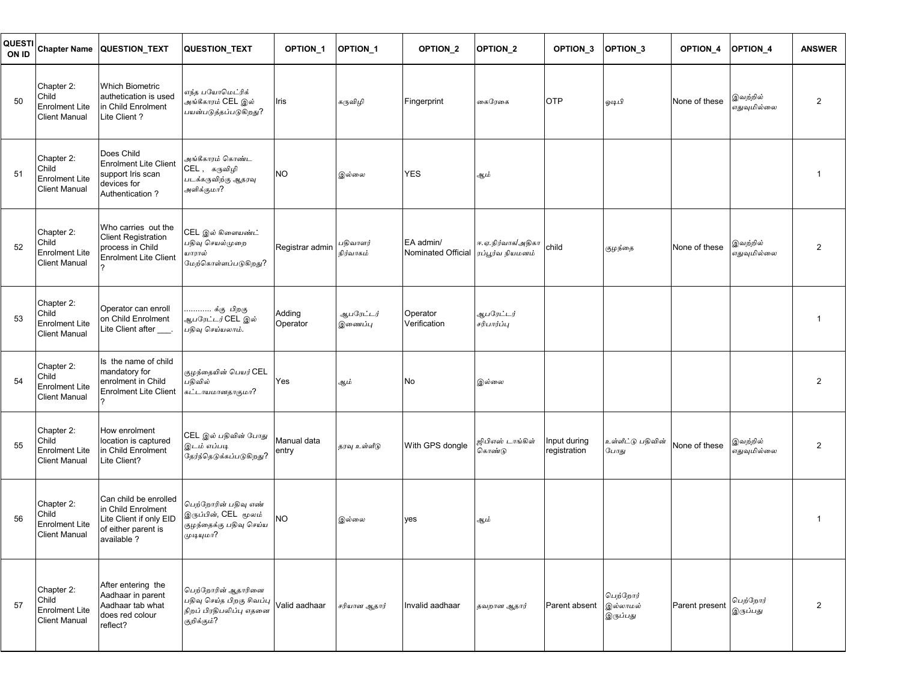| QUESTION ID | Chapter Name | QUESTION_TEXT | QUESTION_TEXT | OPTION_1 | OPTION_1 | OPTION_2 | OPTION_2 | OPTION_3 | OPTION_3 | OPTION_4 | OPTION_4 | ANSWER |
|---|---|---|---|---|---|---|---|---|---|---|---|---|
| 50 | Chapter 2: Child Enrolment Lite Client Manual | Which Biometric authetication is used in Child Enrolment Lite Client ? | எந்த பயோமெட்ரிக் அங்கீகாரம் CEL இல் பயன்படுத்தப்படுகிறது? | Iris | கருவிழி | Fingerprint | கைரேகை | OTP | ஓடிபி | None of these | இவற்றில் எதுவுமில்லை | 2 |
| 51 | Chapter 2: Child Enrolment Lite Client Manual | Does Child Enrolment Lite Client support Iris scan devices for Authentication ? | அங்கீகாரம் கொண்ட CEL , கருவிழி படக்கருவிற்கு ஆதரவு அளிக்குமா? | NO | இல்லை | YES | ஆம் | | | | | 1 |
| 52 | Chapter 2: Child Enrolment Lite Client Manual | Who carries out the Client Registration process in Child Enrolment Lite Client ? | CEL இல் கிளையண்ட் பதிவு செயல்முறை யாரால் மேற்கொள்ளப்படுகிறது? | Registrar admin | பதிவாளர் நிர்வாகம் | EA admin/ Nominated Official | ஈ.ஏ.நிர்வாக/அதிகாரப்பூர்வ நியமனம் | child | குழந்தை | None of these | இவற்றில் எதுவுமில்லை | 2 |
| 53 | Chapter 2: Child Enrolment Lite Client Manual | Operator can enroll on Child Enrolment Lite Client after ___. | ............ க்கு பிறகு ஆபரேட்டர் CEL இல் பதிவு செய்யலாம். | Adding Operator | ஆபரேட்டர் இணைப்பு | Operator Verification | ஆபரேட்டர் சரிபார்ப்பு | | | | | 1 |
| 54 | Chapter 2: Child Enrolment Lite Client Manual | Is the name of child mandatory for enrolment in Child Enrolment Lite Client ? | குழந்தையின் பெயர் CEL பதிவில் கட்டாயமானதாகுமா? | Yes | ஆம் | No | இல்லை | | | | | 2 |
| 55 | Chapter 2: Child Enrolment Lite Client Manual | How enrolment location is captured in Child Enrolment Lite Client? | CEL இல் பதிவின் போது இடம் எப்படி தேர்ந்தெடுக்கப்படுகிறது? | Manual data entry | தரவு உள்ளீடு | With GPS dongle | ஜிபிஎஸ் டாங்கிள் கொண்டு | Input during registration | உள்ளீட்டு பதிவின் போது | None of these | இவற்றில் எதுவுமில்லை | 2 |
| 56 | Chapter 2: Child Enrolment Lite Client Manual | Can child be enrolled in Child Enrolment Lite Client if only EID of either parent is available ? | பெற்றோரின் பதிவு எண் இருப்பின், CEL மூலம் குழந்தைக்கு பதிவு செய்ய முடியுமா? | NO | இல்லை | yes | ஆம் | | | | | 1 |
| 57 | Chapter 2: Child Enrolment Lite Client Manual | After entering the Aadhaar in parent Aadhaar tab what does red colour reflect? | பெற்றோரின் ஆதாரினை பதிவு செய்த பிறகு சிவப்பு நிறப் பிரதிபலிப்பு எதனை குறிக்கும்? | Valid aadhaar | சரியான ஆதார் | Invalid aadhaar | தவறான ஆதார் | Parent absent | பெற்றோர் இல்லாமல் இருப்பது | Parent present | பெற்றோர் இருப்பது | 2 |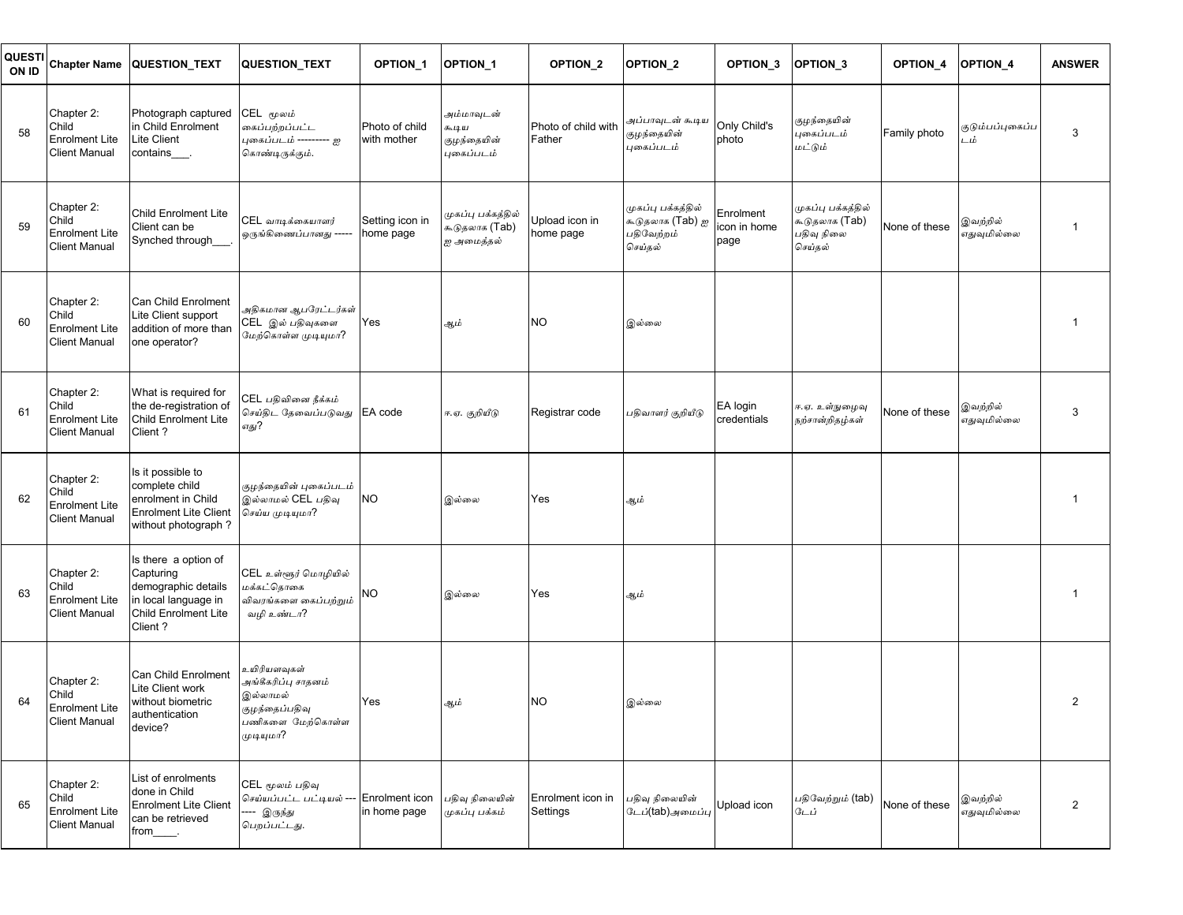| QUESTION ID | Chapter Name | QUESTION_TEXT | QUESTION_TEXT | OPTION_1 | OPTION_1 | OPTION_2 | OPTION_2 | OPTION_3 | OPTION_3 | OPTION_4 | OPTION_4 | ANSWER |
|---|---|---|---|---|---|---|---|---|---|---|---|---|
| 58 | Chapter 2: Child Enrolment Lite Client Manual | Photograph captured in Child Enrolment Lite Client contains___. | CEL மூலம் கைப்பற்றப்பட்ட புகைப்படம் --------- ஐ கொண்டிருக்கும். | Photo of child with mother | அம்மாவுடன் கூடிய குழந்தையின் புகைப்படம் | Photo of child with Father | அப்பாவுடன் கூடிய குழந்தையின் புகைப்படம் | Only Child's photo | குழந்தையின் புகைப்படம் மட்டும் | Family photo | குடும்பப்புகைப்படம் | 3 |
| 59 | Chapter 2: Child Enrolment Lite Client Manual | Child Enrolment Lite Client can be Synched through___. | CEL வாடிக்கையாளர் ஒருங்கிணைப்பானது ----- | Setting icon in home page | முகப்பு பக்கத்தில் கூடுதலாக (Tab) ஐ அமைத்தல் | Upload icon in home page | முகப்பு பக்கத்தில் கூடுதலாக (Tab) ஐ பதிவேற்றம் செய்தல் | Enrolment icon in home page | முகப்பு பக்கத்தில் கூடுதலாக (Tab) பதிவு நிலை செய்தல் | None of these | இவற்றில் எதுவுமில்லை | 1 |
| 60 | Chapter 2: Child Enrolment Lite Client Manual | Can Child Enrolment Lite Client support addition of more than one operator? | அதிகமான ஆபரேட்டர்கள் CEL இல் பதிவுகளை மேற்கொள்ள முடியுமா? | Yes | ஆம் | NO | இல்லை | | | | | 1 |
| 61 | Chapter 2: Child Enrolment Lite Client Manual | What is required for the de-registration of Child Enrolment Lite Client ? | CEL பதிவினை நீக்கம் செய்திட தேவைப்படுவது எது? | EA code | ஈ.ஏ. குறியீடு | Registrar code | பதிவாளர் குறியீடு | EA login credentials | ஈ.ஏ. உள்நுழைவு நற்சான்றிதழ்கள் | None of these | இவற்றில் எதுவுமில்லை | 3 |
| 62 | Chapter 2: Child Enrolment Lite Client Manual | Is it possible to complete child enrolment in Child Enrolment Lite Client without photograph ? | குழந்தையின் புகைப்படம் இல்லாமல் CEL பதிவு செய்ய முடியுமா? | NO | இல்லை | Yes | ஆம் | | | | | 1 |
| 63 | Chapter 2: Child Enrolment Lite Client Manual | Is there a option of Capturing demographic details in local language in Child Enrolment Lite Client ? | CEL உள்ளூர் மொழியில் மக்கட்தொகை விவரங்களை கைப்பற்றும் வழி உண்டா? | NO | இல்லை | Yes | ஆம் | | | | | 1 |
| 64 | Chapter 2: Child Enrolment Lite Client Manual | Can Child Enrolment Lite Client work without biometric authentication device? | உயிரியளவுகள் அங்கீகரிப்பு சாதனம் இல்லாமல் குழந்தைப்பதிவு பணிகளை மேற்கொள்ள முடியுமா? | Yes | ஆம் | NO | இல்லை | | | | | 2 |
| 65 | Chapter 2: Child Enrolment Lite Client Manual | List of enrolments done in Child Enrolment Lite Client can be retrieved from____. | CEL மூலம் பதிவு செய்யப்பட்ட பட்டியல் ------- இருந்து பெறப்பட்டது. | Enrolment icon in home page | பதிவு நிலையின் முகப்பு பக்கம் | Enrolment icon in Settings | பதிவு நிலையின் டேப்(tab)அமைப்பு | Upload icon | பதிவேற்றும் (tab) டேப் | None of these | இவற்றில் எதுவுமில்லை | 2 |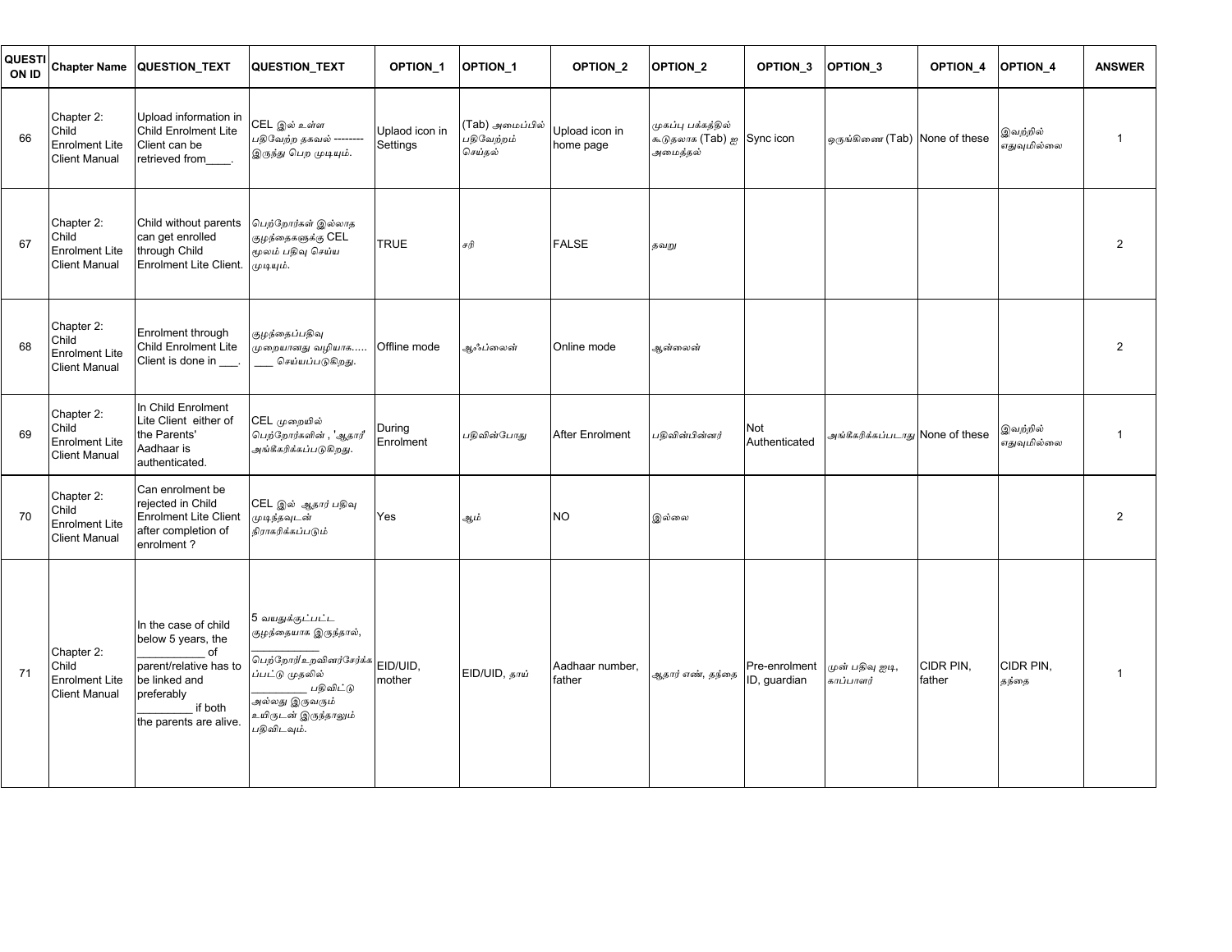| QUESTION ID | Chapter Name | QUESTION_TEXT | QUESTION_TEXT | OPTION_1 | OPTION_1 | OPTION_2 | OPTION_2 | OPTION_3 | OPTION_3 | OPTION_4 | OPTION_4 | ANSWER |
|---|---|---|---|---|---|---|---|---|---|---|---|---|
| 66 | Chapter 2: Child Enrolment Lite Client Manual | Upload information in Child Enrolment Lite Client can be retrieved from____. | CEL இல் உள்ள பதிவேற்ற தகவல் -------- இருந்து பெற முடியும். | Uplaod icon in Settings | (Tab) அமைப்பில் பதிவேற்றம் செய்தல் | Upload icon in home page | முகப்பு பக்கத்தில் கூடுதலாக (Tab) ஐ அமைத்தல் | Sync icon | ஒருங்கிணை (Tab) | None of these | இவற்றில் எதுவுமில்லை | 1 |
| 67 | Chapter 2: Child Enrolment Lite Client Manual | Child without parents can get enrolled through Child Enrolment Lite Client. | பெற்றோர்கள் இல்லாத குழந்தைகளுக்கு CEL மூலம் பதிவு செய்ய முடியும். | TRUE | சரி | FALSE | தவறு | | | | | 2 |
| 68 | Chapter 2: Child Enrolment Lite Client Manual | Enrolment through Child Enrolment Lite Client is done in ___. | குழந்தைப்பதிவு முறையானது வழியாக..... ___ செய்யப்படுகிறது. | Offline mode | ஆஃப்லைன் | Online mode | ஆன்லைன் | | | | | 2 |
| 69 | Chapter 2: Child Enrolment Lite Client Manual | In Child Enrolment Lite Client either of the Parents' Aadhaar is authenticated. | CEL முறையில் பெற்றோர்களின் , 'ஆதார்' அங்கீகரிக்கப்படுகிறது. | During Enrolment | பதிவின்போது | After Enrolment | பதிவின்பின்னர் | Not Authenticated | அங்கீகரிக்கப்படாது | None of these | இவற்றில் எதுவுமில்லை | 1 |
| 70 | Chapter 2: Child Enrolment Lite Client Manual | Can enrolment be rejected in Child Enrolment Lite Client after completion of enrolment ? | CEL இல் ஆதார் பதிவு முடிந்தவுடன் நிராகரிக்கப்படும் | Yes | ஆம் | NO | இல்லை | | | | | 2 |
| 71 | Chapter 2: Child Enrolment Lite Client Manual | In the case of child below 5 years, the ___________ of parent/relative has to be linked and preferably _________ if both the parents are alive. | 5 வயதுக்குட்பட்ட குழந்தையாக இருந்தால், ___________ பெற்றோர்/உறவினர்சேர்க்கப்பட்டு முதலில் _________ பதிவிட்டு அல்லது இருவரும் உயிருடன் இருந்தாலும் பதிவிடவும். | EID/UID, mother | EID/UID, தாய் | Aadhaar number, father | ஆதார் எண், தந்தை | Pre-enrolment ID, guardian | முன் பதிவு ஐடி, காப்பாளர் | CIDR PIN, father | CIDR PIN, தந்தை | 1 |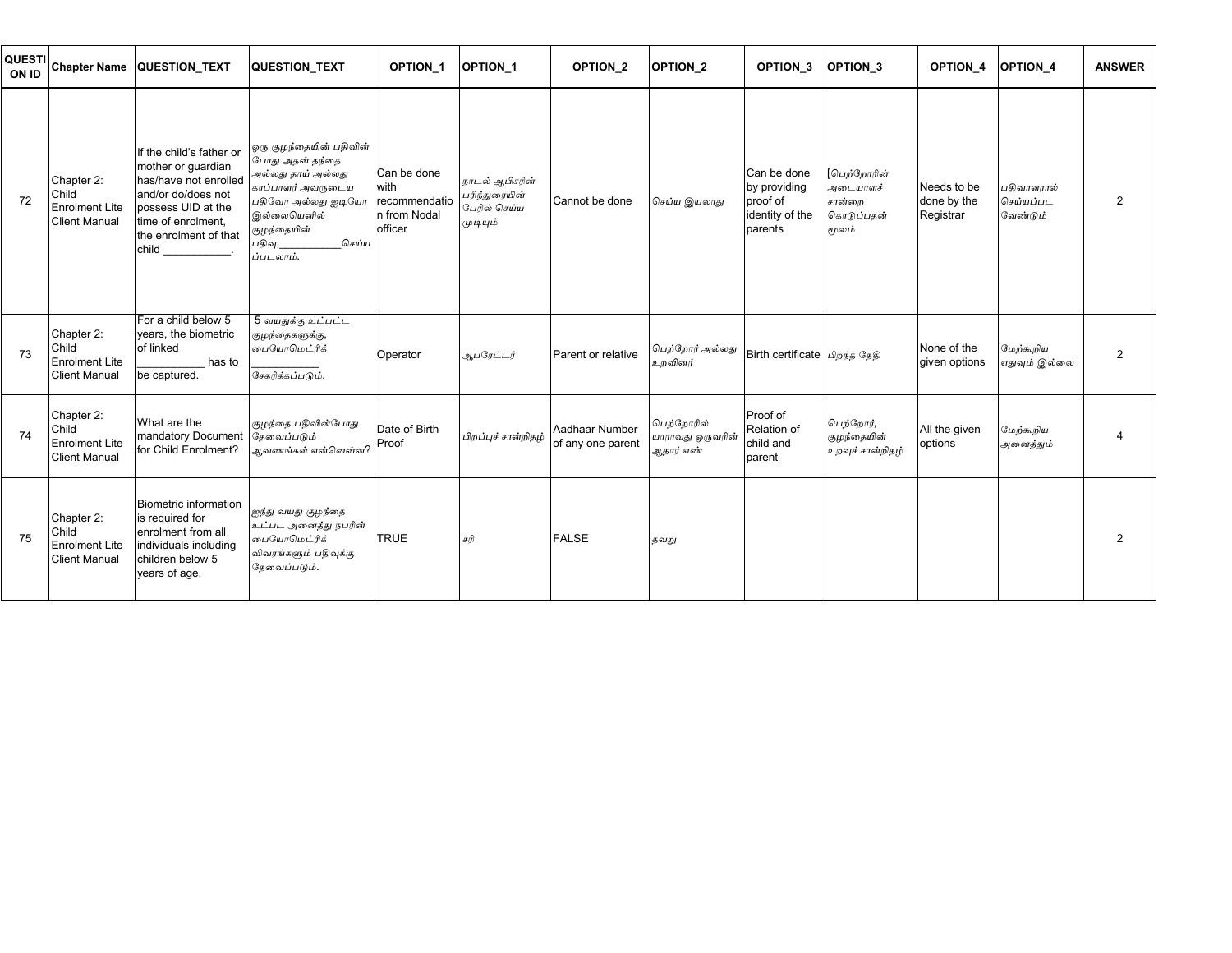| QUESTION ID | Chapter Name | QUESTION_TEXT | QUESTION_TEXT | OPTION_1 | OPTION_1 | OPTION_2 | OPTION_2 | OPTION_3 | OPTION_3 | OPTION_4 | OPTION_4 | ANSWER |
|---|---|---|---|---|---|---|---|---|---|---|---|---|
| 72 | Chapter 2: Child Enrolment Lite Client Manual | If the child's father or mother or guardian has/have not enrolled and/or do/does not possess UID at the time of enrolment, the enrolment of that child ___________. | ஒரு குழந்தையின் பதிவின் போது அதன் தந்தை அல்லது தாய் அல்லது காப்பாளர் அவருடைய பதிவோ அல்லது ஐடியோ இல்லையெனில் குழந்தையின் பதிவு,___________செய்யப்படலாம். | Can be done with recommendation from Nodal officer | நாடல் ஆபிசரின் பரிந்துரையின் பேரில் செய்ய முடியும் | Cannot be done | செய்ய இயலாது | Can be done by providing proof of identity of the parents | [பெற்றோரின் அடையாளச் சான்றை கொடுப்பதன் மூலம் | Needs to be done by the Registrar | பதிவாளரால் செய்யப்பட வேண்டும் | 2 |
| 73 | Chapter 2: Child Enrolment Lite Client Manual | For a child below 5 years, the biometric of linked ___________ has to be captured. | 5 வயதுக்கு உட்பட்ட குழந்தைகளுக்கு, பையோமெட்ரிக் ___________ சேகரிக்கப்படும். | Operator | ஆபரேட்டர் | Parent or relative | பெற்றோர் அல்லது உறவினர் | Birth certificate | பிறந்த தேதி | None of the given options | மேற்கூறிய எதுவும் இல்லை | 2 |
| 74 | Chapter 2: Child Enrolment Lite Client Manual | What are the mandatory Document for Child Enrolment? | குழந்தை பதிவின்போது தேவைப்படும் ஆவணங்கள் என்னென்ன? | Date of Birth Proof | பிறப்புச் சான்றிதழ் | Aadhaar Number of any one parent | பெற்றோரில் யாராவது ஒருவரின் ஆதார் எண் | Proof of Relation of child and parent | பெற்றோர், குழந்தையின் உறவுச் சான்றிதழ் | All the given options | மேற்கூறிய அனைத்தும் | 4 |
| 75 | Chapter 2: Child Enrolment Lite Client Manual | Biometric information is required for enrolment from all individuals including children below 5 years of age. | ஐந்து வயது குழந்தை உட்பட அனைத்து நபரின் பையோமெட்ரிக் விவரங்களும் பதிவுக்கு தேவைப்படும். | TRUE | சரி | FALSE | தவறு | | | | | 2 |